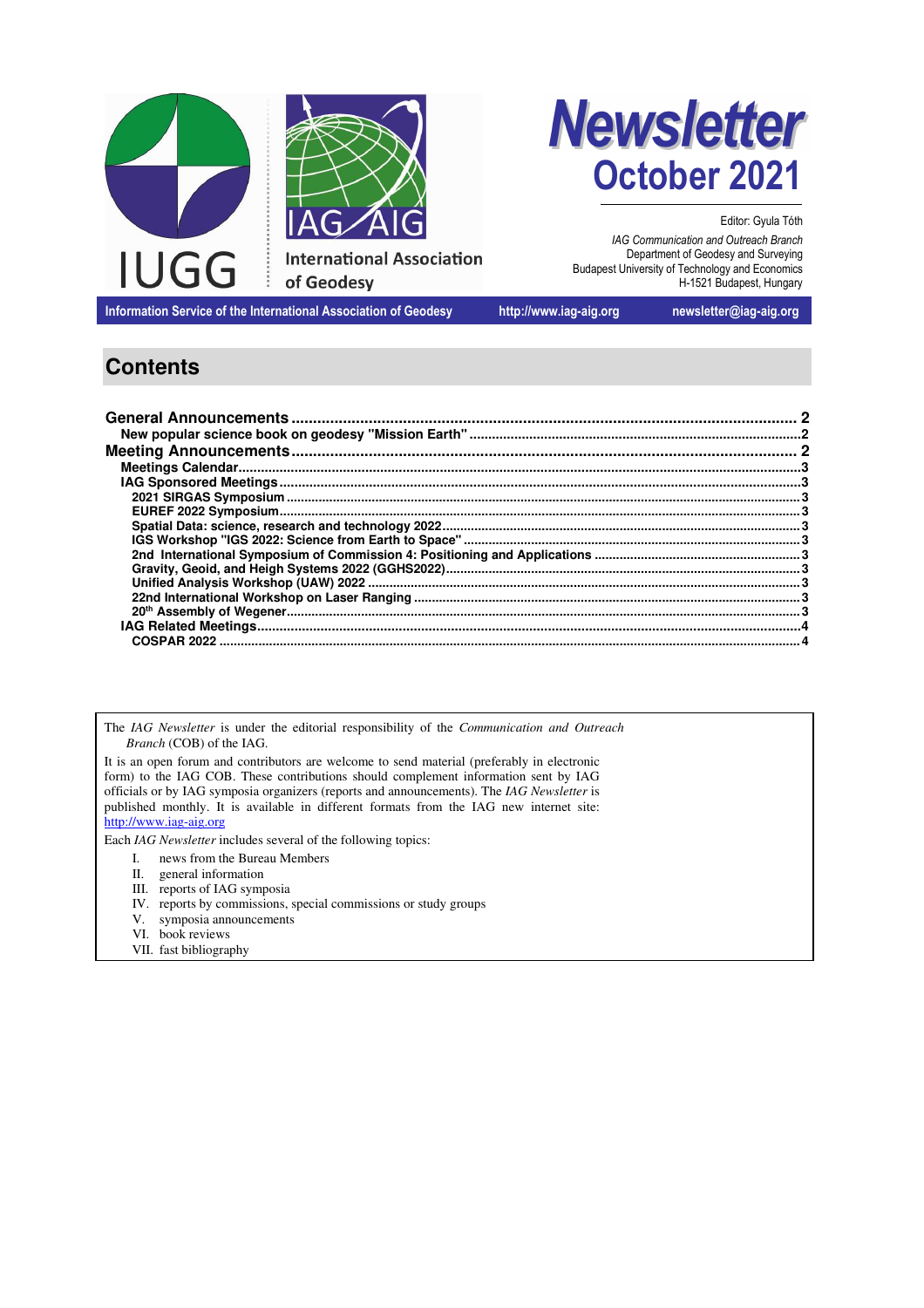IUGG

IAG AIG

International Association of Geodesy

# Newsletter

## October 2021

Editor: Gyula Tóth

*IAG Communication and Outreach Branch*
Department of Geodesy and Surveying
Budapest University of Technology and Economics
H-1521 Budapest, Hungary

Information Service of the International Association of Geodesy | http://www.iag-aig.org | newsletter@iag-aig.org

# Contents

**General Announcements** .......... 2
- **New popular science book on geodesy "Mission Earth"** .......... 2

**Meeting Announcements** .......... 2
- **Meetings Calendar** .......... 3
- **IAG Sponsored Meetings** .......... 3
  - **2021 SIRGAS Symposium** .......... 3
  - **EUREF 2022 Symposium** .......... 3
  - **Spatial Data: science, research and technology 2022** .......... 3
  - **IGS Workshop "IGS 2022: Science from Earth to Space"** .......... 3
  - **2nd International Symposium of Commission 4: Positioning and Applications** .......... 3
  - **Gravity, Geoid, and Heigh Systems 2022 (GGHS2022)** .......... 3
  - **Unified Analysis Workshop (UAW) 2022** .......... 3
  - **22nd International Workshop on Laser Ranging** .......... 3
  - **20th Assembly of Wegener** .......... 3
- **IAG Related Meetings** .......... 4
  - **COSPAR 2022** .......... 4

The *IAG Newsletter* is under the editorial responsibility of the *Communication and Outreach Branch* (COB) of the IAG.

It is an open forum and contributors are welcome to send material (preferably in electronic form) to the IAG COB. These contributions should complement information sent by IAG officials or by IAG symposia organizers (reports and announcements). The *IAG Newsletter* is published monthly. It is available in different formats from the IAG new internet site: http://www.iag-aig.org

Each *IAG Newsletter* includes several of the following topics:

I. news from the Bureau Members
II. general information
III. reports of IAG symposia
IV. reports by commissions, special commissions or study groups
V. symposia announcements
VI. book reviews
VII. fast bibliography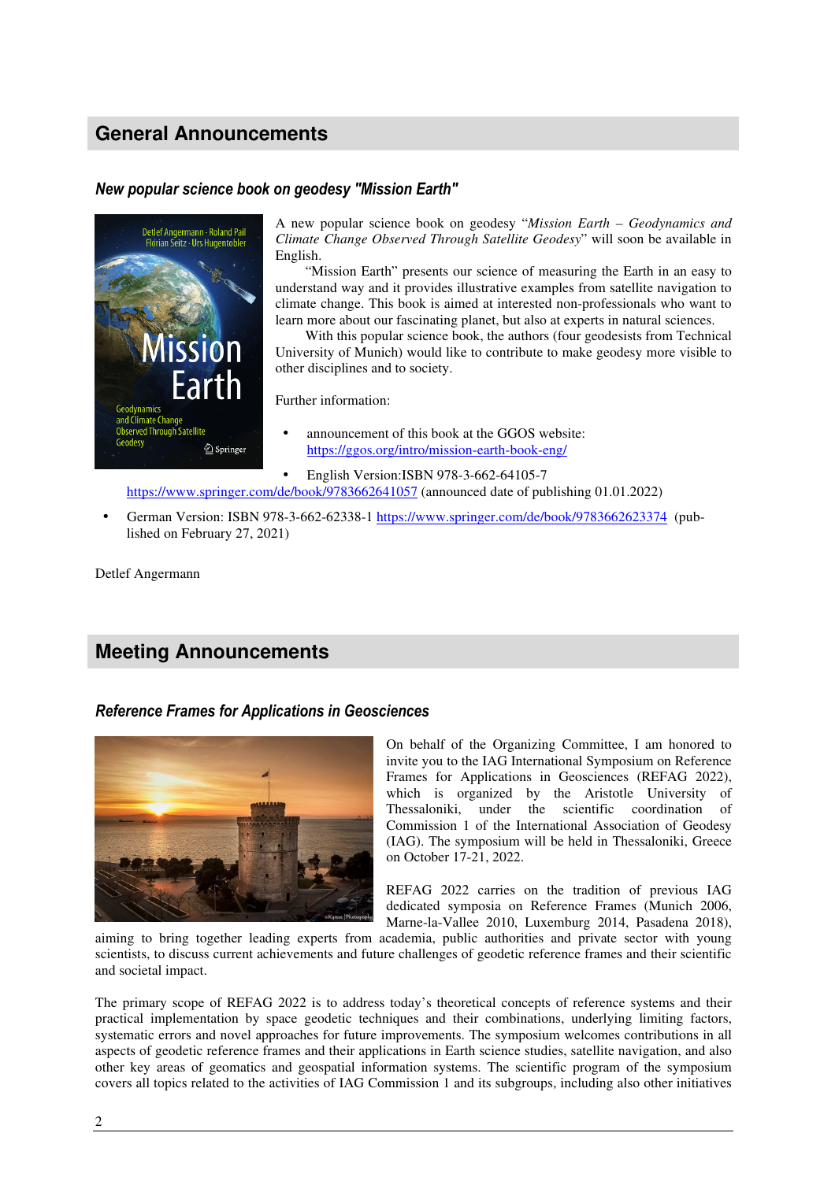## General Announcements

### *New popular science book on geodesy "Mission Earth"*

A new popular science book on geodesy "*Mission Earth – Geodynamics and Climate Change Observed Through Satellite Geodesy*" will soon be available in English.

"Mission Earth" presents our science of measuring the Earth in an easy to understand way and it provides illustrative examples from satellite navigation to climate change. This book is aimed at interested non-professionals who want to learn more about our fascinating planet, but also at experts in natural sciences.

With this popular science book, the authors (four geodesists from Technical University of Munich) would like to contribute to make geodesy more visible to other disciplines and to society.

Further information:

- announcement of this book at the GGOS website: https://ggos.org/intro/mission-earth-book-eng/
- English Version:ISBN 978-3-662-64105-7 https://www.springer.com/de/book/9783662641057 (announced date of publishing 01.01.2022)
- German Version: ISBN 978-3-662-62338-1 https://www.springer.com/de/book/9783662623374 (published on February 27, 2021)

Detlef Angermann

## Meeting Announcements

### *Reference Frames for Applications in Geosciences*

On behalf of the Organizing Committee, I am honored to invite you to the IAG International Symposium on Reference Frames for Applications in Geosciences (REFAG 2022), which is organized by the Aristotle University of Thessaloniki, under the scientific coordination of Commission 1 of the International Association of Geodesy (IAG). The symposium will be held in Thessaloniki, Greece on October 17-21, 2022.

REFAG 2022 carries on the tradition of previous IAG dedicated symposia on Reference Frames (Munich 2006, Marne-la-Vallee 2010, Luxemburg 2014, Pasadena 2018), aiming to bring together leading experts from academia, public authorities and private sector with young scientists, to discuss current achievements and future challenges of geodetic reference frames and their scientific and societal impact.

The primary scope of REFAG 2022 is to address today's theoretical concepts of reference systems and their practical implementation by space geodetic techniques and their combinations, underlying limiting factors, systematic errors and novel approaches for future improvements. The symposium welcomes contributions in all aspects of geodetic reference frames and their applications in Earth science studies, satellite navigation, and also other key areas of geomatics and geospatial information systems. The scientific program of the symposium covers all topics related to the activities of IAG Commission 1 and its subgroups, including also other initiatives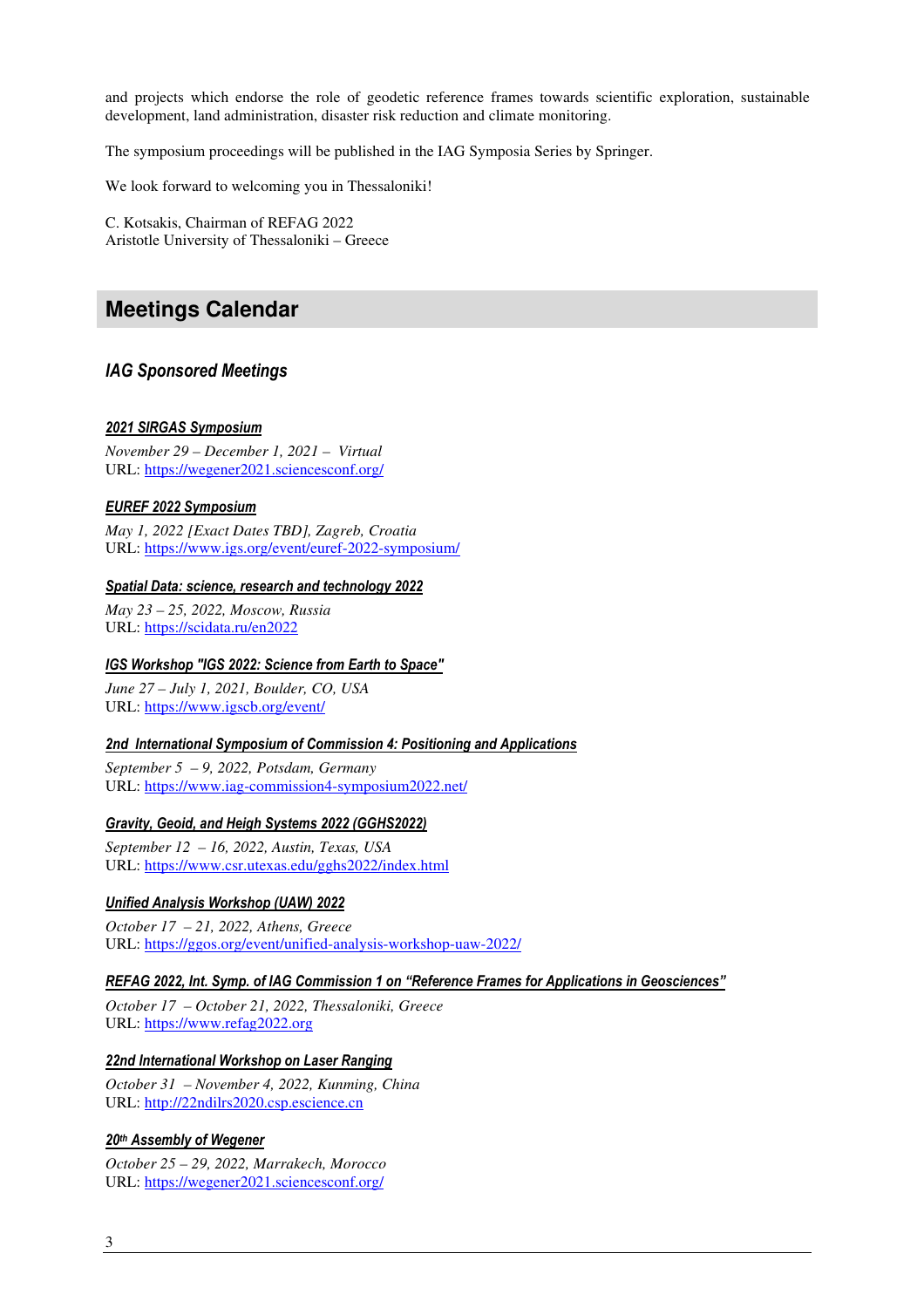and projects which endorse the role of geodetic reference frames towards scientific exploration, sustainable development, land administration, disaster risk reduction and climate monitoring.

The symposium proceedings will be published in the IAG Symposia Series by Springer.

We look forward to welcoming you in Thessaloniki!

C. Kotsakis, Chairman of REFAG 2022
Aristotle University of Thessaloniki – Greece

## Meetings Calendar

### *IAG Sponsored Meetings*

#### *2021 SIRGAS Symposium*

*November 29 – December 1, 2021 – Virtual*
URL: https://wegener2021.sciencesconf.org/

#### *EUREF 2022 Symposium*

*May 1, 2022 [Exact Dates TBD], Zagreb, Croatia*
URL: https://www.igs.org/event/euref-2022-symposium/

#### *Spatial Data: science, research and technology 2022*

*May 23 – 25, 2022, Moscow, Russia*
URL: https://scidata.ru/en2022

#### *IGS Workshop "IGS 2022: Science from Earth to Space"*

*June 27 – July 1, 2021, Boulder, CO, USA*
URL: https://www.igscb.org/event/

#### *2nd International Symposium of Commission 4: Positioning and Applications*

*September 5 – 9, 2022, Potsdam, Germany*
URL: https://www.iag-commission4-symposium2022.net/

#### *Gravity, Geoid, and Heigh Systems 2022 (GGHS2022)*

*September 12 – 16, 2022, Austin, Texas, USA*
URL: https://www.csr.utexas.edu/gghs2022/index.html

#### *Unified Analysis Workshop (UAW) 2022*

*October 17 – 21, 2022, Athens, Greece*
URL: https://ggos.org/event/unified-analysis-workshop-uaw-2022/

#### *REFAG 2022, Int. Symp. of IAG Commission 1 on "Reference Frames for Applications in Geosciences"*

*October 17 – October 21, 2022, Thessaloniki, Greece*
URL: https://www.refag2022.org

#### *22nd International Workshop on Laser Ranging*

*October 31 – November 4, 2022, Kunming, China*
URL: http://22ndilrs2020.csp.escience.cn

#### *20th Assembly of Wegener*

*October 25 – 29, 2022, Marrakech, Morocco*
URL: https://wegener2021.sciencesconf.org/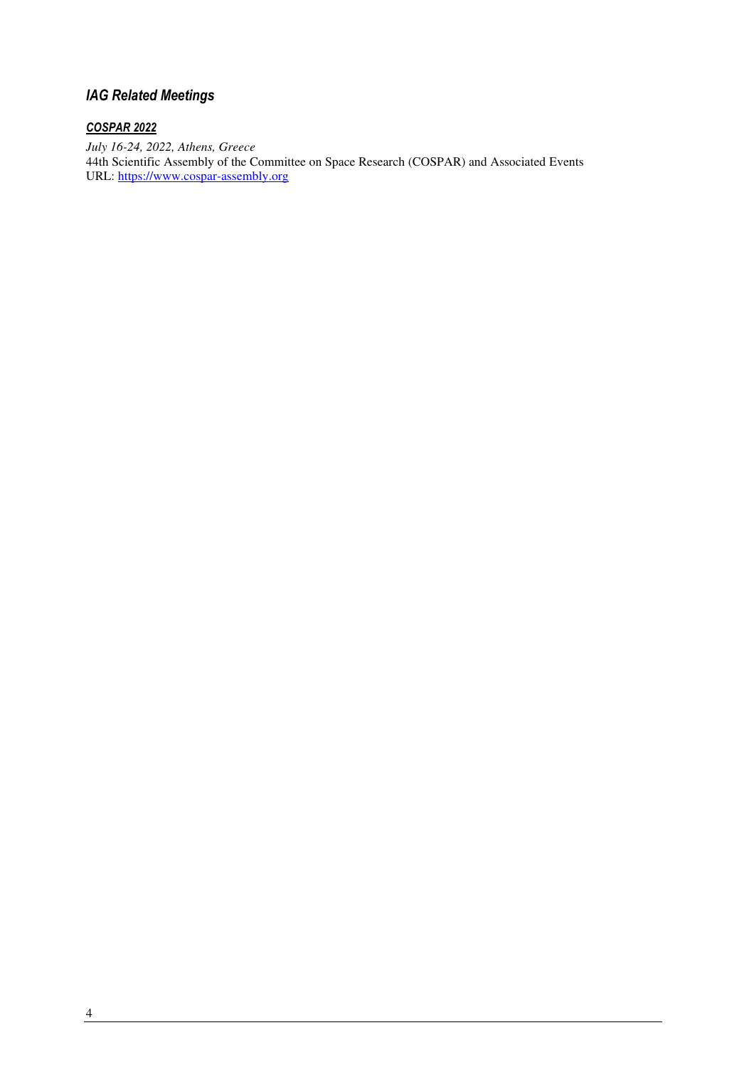## *IAG Related Meetings*

### ***COSPAR 2022***

*July 16-24, 2022, Athens, Greece*
44th Scientific Assembly of the Committee on Space Research (COSPAR) and Associated Events
URL: https://www.cospar-assembly.org